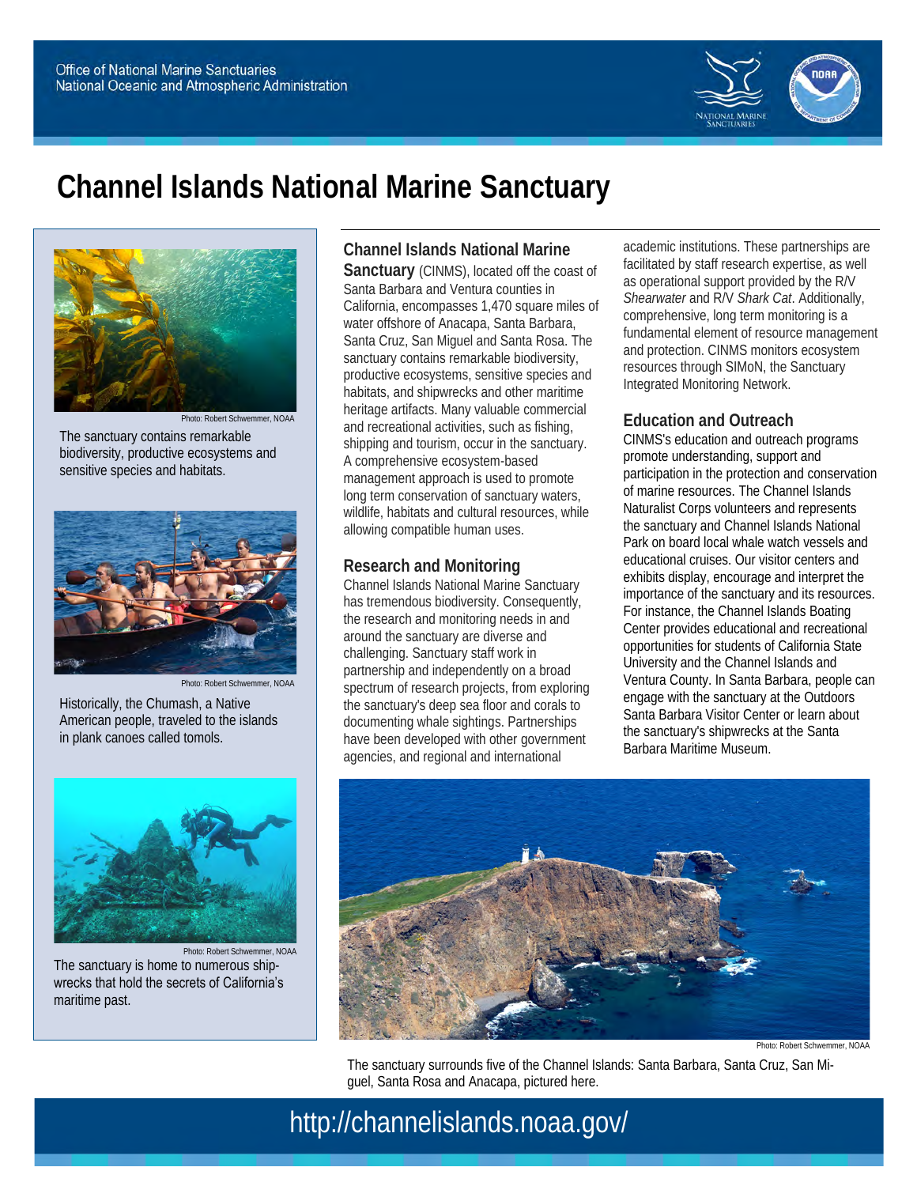Office of National Marine Sanctuaries
National Oceanic and Atmospheric Administration

# Channel Islands National Marine Sanctuary

Photo: Robert Schwemmer, NOAA

The sanctuary contains remarkable biodiversity, productive ecosystems and sensitive species and habitats.

Photo: Robert Schwemmer, NOAA

Historically, the Chumash, a Native American people, traveled to the islands in plank canoes called tomols.

Photo: Robert Schwemmer, NOAA

The sanctuary is home to numerous shipwrecks that hold the secrets of California's maritime past.

**Channel Islands National Marine Sanctuary** (CINMS), located off the coast of Santa Barbara and Ventura counties in California, encompasses 1,470 square miles of water offshore of Anacapa, Santa Barbara, Santa Cruz, San Miguel and Santa Rosa. The sanctuary contains remarkable biodiversity, productive ecosystems, sensitive species and habitats, and shipwrecks and other maritime heritage artifacts. Many valuable commercial and recreational activities, such as fishing, shipping and tourism, occur in the sanctuary. A comprehensive ecosystem-based management approach is used to promote long term conservation of sanctuary waters, wildlife, habitats and cultural resources, while allowing compatible human uses.

## Research and Monitoring

Channel Islands National Marine Sanctuary has tremendous biodiversity. Consequently, the research and monitoring needs in and around the sanctuary are diverse and challenging. Sanctuary staff work in partnership and independently on a broad spectrum of research projects, from exploring the sanctuary's deep sea floor and corals to documenting whale sightings. Partnerships have been developed with other government agencies, and regional and international academic institutions. These partnerships are facilitated by staff research expertise, as well as operational support provided by the R/V *Shearwater* and R/V *Shark Cat*. Additionally, comprehensive, long term monitoring is a fundamental element of resource management and protection. CINMS monitors ecosystem resources through SIMoN, the Sanctuary Integrated Monitoring Network.

## Education and Outreach

CINMS's education and outreach programs promote understanding, support and participation in the protection and conservation of marine resources. The Channel Islands Naturalist Corps volunteers and represents the sanctuary and Channel Islands National Park on board local whale watch vessels and educational cruises. Our visitor centers and exhibits display, encourage and interpret the importance of the sanctuary and its resources. For instance, the Channel Islands Boating Center provides educational and recreational opportunities for students of California State University and the Channel Islands and Ventura County. In Santa Barbara, people can engage with the sanctuary at the Outdoors Santa Barbara Visitor Center or learn about the sanctuary's shipwrecks at the Santa Barbara Maritime Museum.

Photo: Robert Schwemmer, NOAA

The sanctuary surrounds five of the Channel Islands: Santa Barbara, Santa Cruz, San Miguel, Santa Rosa and Anacapa, pictured here.

http://channelislands.noaa.gov/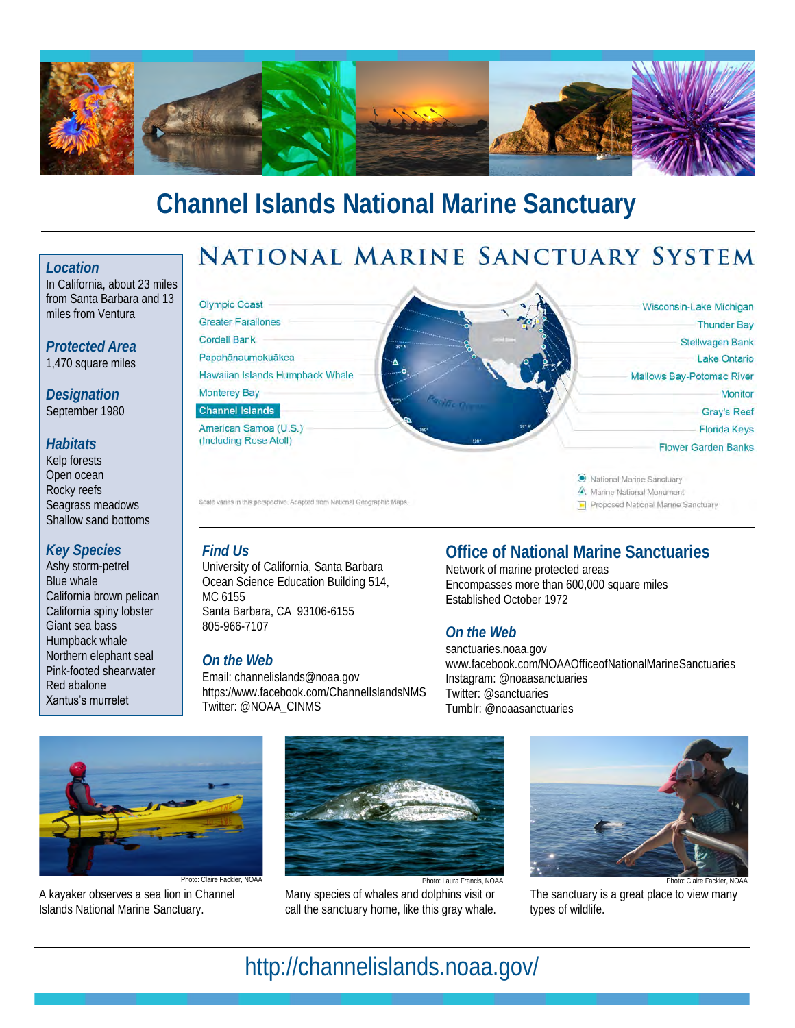# Channel Islands National Marine Sanctuary

### Location
In California, about 23 miles from Santa Barbara and 13 miles from Ventura

### Protected Area
1,470 square miles

### Designation
September 1980

### Habitats
Kelp forests
Open ocean
Rocky reefs
Seagrass meadows
Shallow sand bottoms

### Key Species
Ashy storm-petrel
Blue whale
California brown pelican
California spiny lobster
Giant sea bass
Humpback whale
Northern elephant seal
Pink-footed shearwater
Red abalone
Xantus's murrelet

## National Marine Sanctuary System

Olympic Coast
Greater Farallones
Cordell Bank
Papahānaumokuākea
Hawaiian Islands Humpback Whale
Monterey Bay
Channel Islands
American Samoa (U.S.) (Including Rose Atoll)

Wisconsin-Lake Michigan
Thunder Bay
Stellwagen Bank
Lake Ontario
Mallows Bay-Potomac River
Monitor
Gray's Reef
Florida Keys
Flower Garden Banks

National Marine Sanctuary
Marine National Monument
Proposed National Marine Sanctuary

Scale varies in this perspective. Adapted from National Geographic Maps.

### Find Us
University of California, Santa Barbara
Ocean Science Education Building 514, MC 6155
Santa Barbara, CA 93106-6155
805-966-7107

### On the Web
Email: channelislands@noaa.gov
https://www.facebook.com/ChannelIslandsNMS
Twitter: @NOAA_CINMS

## Office of National Marine Sanctuaries
Network of marine protected areas
Encompasses more than 600,000 square miles
Established October 1972

### On the Web
sanctuaries.noaa.gov
www.facebook.com/NOAAOfficeofNationalMarineSanctuaries
Instagram: @noaasanctuaries
Twitter: @sanctuaries
Tumblr: @noaasanctuaries

Photo: Claire Fackler, NOAA

A kayaker observes a sea lion in Channel Islands National Marine Sanctuary.

Photo: Laura Francis, NOAA

Many species of whales and dolphins visit or call the sanctuary home, like this gray whale.

Photo: Claire Fackler, NOAA

The sanctuary is a great place to view many types of wildlife.

http://channelislands.noaa.gov/